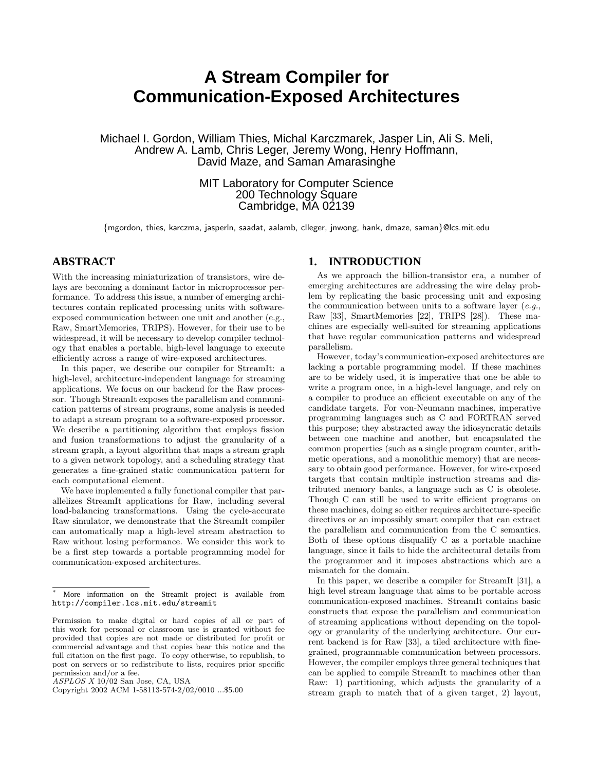# A Stream Compiler for Communication-Exposed Architectures

Michael I. Gordon, William Thies, Michal Karczmarek, Jasper Lin, Ali S. Meli, Andrew A. Lamb, Chris Leger, Jeremy Wong, Henry Hoffmann, David Maze, and Saman Amarasinghe

MIT Laboratory for Computer Science
200 Technology Square
Cambridge, MA 02139

{mgordon, thies, karczma, jasperln, saadat, aalamb, clleger, jnwong, hank, dmaze, saman}@lcs.mit.edu

## ABSTRACT

With the increasing miniaturization of transistors, wire delays are becoming a dominant factor in microprocessor performance. To address this issue, a number of emerging architectures contain replicated processing units with software-exposed communication between one unit and another (e.g., Raw, SmartMemories, TRIPS). However, for their use to be widespread, it will be necessary to develop compiler technology that enables a portable, high-level language to execute efficiently across a range of wire-exposed architectures.

In this paper, we describe our compiler for StreamIt: a high-level, architecture-independent language for streaming applications. We focus on our backend for the Raw processor. Though StreamIt exposes the parallelism and communication patterns of stream programs, some analysis is needed to adapt a stream program to a software-exposed processor. We describe a partitioning algorithm that employs fission and fusion transformations to adjust the granularity of a stream graph, a layout algorithm that maps a stream graph to a given network topology, and a scheduling strategy that generates a fine-grained static communication pattern for each computational element.

We have implemented a fully functional compiler that parallelizes StreamIt applications for Raw, including several load-balancing transformations. Using the cycle-accurate Raw simulator, we demonstrate that the StreamIt compiler can automatically map a high-level stream abstraction to Raw without losing performance. We consider this work to be a first step towards a portable programming model for communication-exposed architectures.

* More information on the StreamIt project is available from http://compiler.lcs.mit.edu/streamit

Permission to make digital or hard copies of all or part of this work for personal or classroom use is granted without fee provided that copies are not made or distributed for profit or commercial advantage and that copies bear this notice and the full citation on the first page. To copy otherwise, to republish, to post on servers or to redistribute to lists, requires prior specific permission and/or a fee.
*ASPLOS X* 10/02 San Jose, CA, USA
Copyright 2002 ACM 1-58113-574-2/02/0010 ...$5.00

## 1. INTRODUCTION

As we approach the billion-transistor era, a number of emerging architectures are addressing the wire delay problem by replicating the basic processing unit and exposing the communication between units to a software layer (*e.g.*, Raw [33], SmartMemories [22], TRIPS [28]). These machines are especially well-suited for streaming applications that have regular communication patterns and widespread parallelism.

However, today's communication-exposed architectures are lacking a portable programming model. If these machines are to be widely used, it is imperative that one be able to write a program once, in a high-level language, and rely on a compiler to produce an efficient executable on any of the candidate targets. For von-Neumann machines, imperative programming languages such as C and FORTRAN served this purpose; they abstracted away the idiosyncratic details between one machine and another, but encapsulated the common properties (such as a single program counter, arithmetic operations, and a monolithic memory) that are necessary to obtain good performance. However, for wire-exposed targets that contain multiple instruction streams and distributed memory banks, a language such as C is obsolete. Though C can still be used to write efficient programs on these machines, doing so either requires architecture-specific directives or an impossibly smart compiler that can extract the parallelism and communication from the C semantics. Both of these options disqualify C as a portable machine language, since it fails to hide the architectural details from the programmer and it imposes abstractions which are a mismatch for the domain.

In this paper, we describe a compiler for StreamIt [31], a high level stream language that aims to be portable across communication-exposed machines. StreamIt contains basic constructs that expose the parallelism and communication of streaming applications without depending on the topology or granularity of the underlying architecture. Our current backend is for Raw [33], a tiled architecture with fine-grained, programmable communication between processors. However, the compiler employs three general techniques that can be applied to compile StreamIt to machines other than Raw: 1) partitioning, which adjusts the granularity of a stream graph to match that of a given target, 2) layout,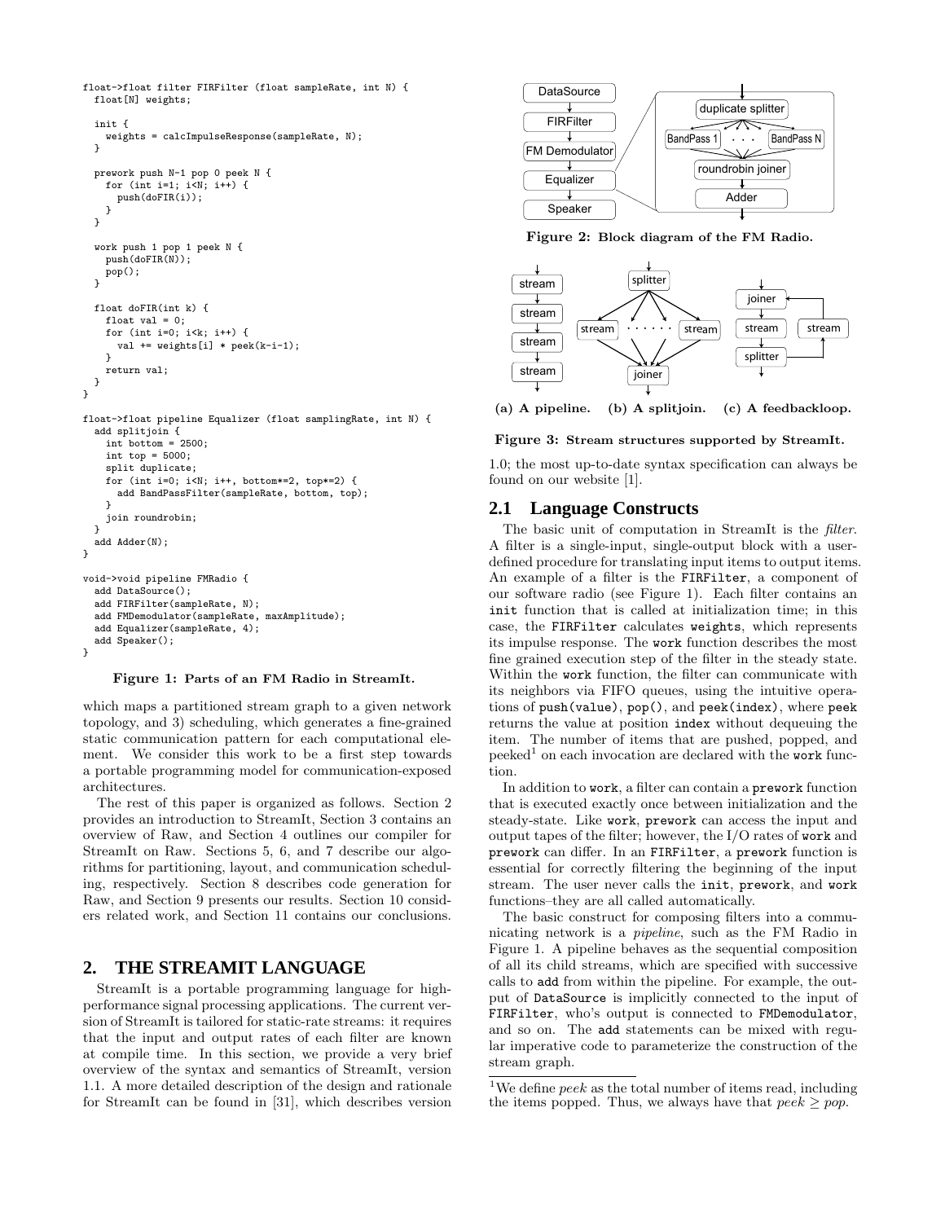```
float->float filter FIRFilter (float sampleRate, int N) {
  float[N] weights;

  init {
    weights = calcImpulseResponse(sampleRate, N);
  }

  prework push N-1 pop 0 peek N {
    for (int i=1; i<N; i++) {
      push(doFIR(i));
    }
  }

  work push 1 pop 1 peek N {
    push(doFIR(N));
    pop();
  }

  float doFIR(int k) {
    float val = 0;
    for (int i=0; i<k; i++) {
      val += weights[i] * peek(k-i-1);
    }
    return val;
  }
}

float->float pipeline Equalizer (float samplingRate, int N) {
  add splitjoin {
    int bottom = 2500;
    int top = 5000;
    split duplicate;
    for (int i=0; i<N; i++, bottom*=2, top*=2) {
      add BandPassFilter(sampleRate, bottom, top);
    }
    join roundrobin;
  }
  add Adder(N);
}

void->void pipeline FMRadio {
  add DataSource();
  add FIRFilter(sampleRate, N);
  add FMDemodulator(sampleRate, maxAmplitude);
  add Equalizer(sampleRate, 4);
  add Speaker();
}
```

**Figure 1: Parts of an FM Radio in StreamIt.**

which maps a partitioned stream graph to a given network topology, and 3) scheduling, which generates a fine-grained static communication pattern for each computational element. We consider this work to be a first step towards a portable programming model for communication-exposed architectures.

The rest of this paper is organized as follows. Section 2 provides an introduction to StreamIt, Section 3 contains an overview of Raw, and Section 4 outlines our compiler for StreamIt on Raw. Sections 5, 6, and 7 describe our algorithms for partitioning, layout, and communication scheduling, respectively. Section 8 describes code generation for Raw, and Section 9 presents our results. Section 10 considers related work, and Section 11 contains our conclusions.

## 2. THE STREAMIT LANGUAGE

StreamIt is a portable programming language for high-performance signal processing applications. The current version of StreamIt is tailored for static-rate streams: it requires that the input and output rates of each filter are known at compile time. In this section, we provide a very brief overview of the syntax and semantics of StreamIt, version 1.1. A more detailed description of the design and rationale for StreamIt can be found in [31], which describes version 1.0; the most up-to-date syntax specification can always be found on our website [1].

**Figure 2: Block diagram of the FM Radio.**

(a) A pipeline. (b) A splitjoin. (c) A feedbackloop.

**Figure 3: Stream structures supported by StreamIt.**

### 2.1 Language Constructs

The basic unit of computation in StreamIt is the *filter*. A filter is a single-input, single-output block with a user-defined procedure for translating input items to output items. An example of a filter is the `FIRFilter`, a component of our software radio (see Figure 1). Each filter contains an `init` function that is called at initialization time; in this case, the `FIRFilter` calculates `weights`, which represents its impulse response. The `work` function describes the most fine grained execution step of the filter in the steady state. Within the `work` function, the filter can communicate with its neighbors via FIFO queues, using the intuitive operations of `push(value)`, `pop()`, and `peek(index)`, where `peek` returns the value at position `index` without dequeuing the item. The number of items that are pushed, popped, and peeked[1] on each invocation are declared with the `work` function.

In addition to `work`, a filter can contain a `prework` function that is executed exactly once between initialization and the steady-state. Like `work`, `prework` can access the input and output tapes of the filter; however, the I/O rates of `work` and `prework` can differ. In an `FIRFilter`, a `prework` function is essential for correctly filtering the beginning of the input stream. The user never calls the `init`, `prework`, and `work` functions–they are all called automatically.

The basic construct for composing filters into a communicating network is a *pipeline*, such as the FM Radio in Figure 1. A pipeline behaves as the sequential composition of all its child streams, which are specified with successive calls to `add` from within the pipeline. For example, the output of `DataSource` is implicitly connected to the input of `FIRFilter`, who's output is connected to `FMDemodulator`, and so on. The `add` statements can be mixed with regular imperative code to parameterize the construction of the stream graph.

[1] We define *peek* as the total number of items read, including the items popped. Thus, we always have that $peek \geq pop$.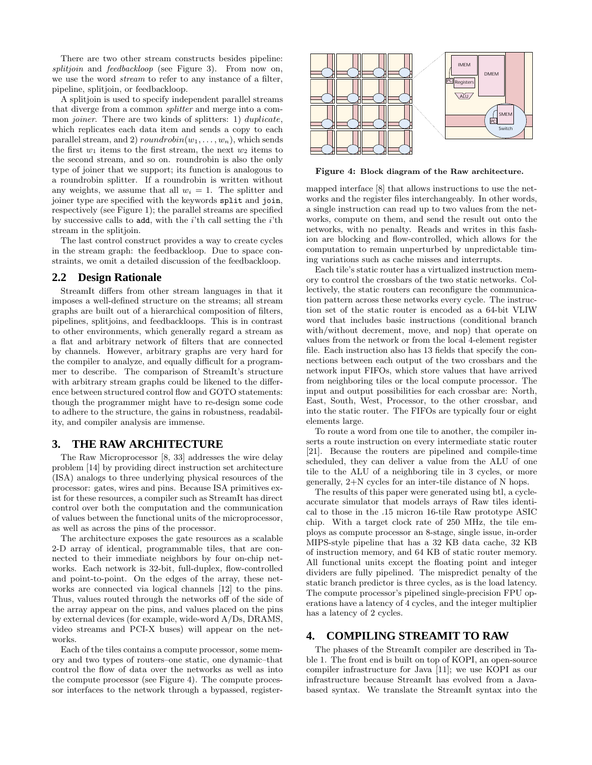There are two other stream constructs besides pipeline: *splitjoin* and *feedbackloop* (see Figure 3). From now on, we use the word *stream* to refer to any instance of a filter, pipeline, splitjoin, or feedbackloop.

A splitjoin is used to specify independent parallel streams that diverge from a common *splitter* and merge into a common *joiner*. There are two kinds of splitters: 1) *duplicate*, which replicates each data item and sends a copy to each parallel stream, and 2) $roundrobin(w_1, \ldots, w_n)$, which sends the first $w_1$ items to the first stream, the next $w_2$ items to the second stream, and so on. roundrobin is also the only type of joiner that we support; its function is analogous to a roundrobin splitter. If a roundrobin is written without any weights, we assume that all $w_i = 1$. The splitter and joiner type are specified with the keywords `split` and `join`, respectively (see Figure 1); the parallel streams are specified by successive calls to `add`, with the $i$'th call setting the $i$'th stream in the splitjoin.

The last control construct provides a way to create cycles in the stream graph: the feedbackloop. Due to space constraints, we omit a detailed discussion of the feedbackloop.

## 2.2 Design Rationale

StreamIt differs from other stream languages in that it imposes a well-defined structure on the streams; all stream graphs are built out of a hierarchical composition of filters, pipelines, splitjoins, and feedbackloops. This is in contrast to other environments, which generally regard a stream as a flat and arbitrary network of filters that are connected by channels. However, arbitrary graphs are very hard for the compiler to analyze, and equally difficult for a programmer to describe. The comparison of StreamIt's structure with arbitrary stream graphs could be likened to the difference between structured control flow and GOTO statements: though the programmer might have to re-design some code to adhere to the structure, the gains in robustness, readability, and compiler analysis are immense.

# 3. THE RAW ARCHITECTURE

The Raw Microprocessor [8, 33] addresses the wire delay problem [14] by providing direct instruction set architecture (ISA) analogs to three underlying physical resources of the processor: gates, wires and pins. Because ISA primitives exist for these resources, a compiler such as StreamIt has direct control over both the computation and the communication of values between the functional units of the microprocessor, as well as across the pins of the processor.

The architecture exposes the gate resources as a scalable 2-D array of identical, programmable tiles, that are connected to their immediate neighbors by four on-chip networks. Each network is 32-bit, full-duplex, flow-controlled and point-to-point. On the edges of the array, these networks are connected via logical channels [12] to the pins. Thus, values routed through the networks off of the side of the array appear on the pins, and values placed on the pins by external devices (for example, wide-word A/Ds, DRAMS, video streams and PCI-X buses) will appear on the networks.

Each of the tiles contains a compute processor, some memory and two types of routers–one static, one dynamic–that control the flow of data over the networks as well as into the compute processor (see Figure 4). The compute processor interfaces to the network through a bypassed, register-mapped interface [8] that allows instructions to use the networks and the register files interchangeably. In other words, a single instruction can read up to two values from the networks, compute on them, and send the result out onto the networks, with no penalty. Reads and writes in this fashion are blocking and flow-controlled, which allows for the computation to remain unperturbed by unpredictable timing variations such as cache misses and interrupts.

**Figure 4: Block diagram of the Raw architecture.**

Each tile's static router has a virtualized instruction memory to control the crossbars of the two static networks. Collectively, the static routers can reconfigure the communication pattern across these networks every cycle. The instruction set of the static router is encoded as a 64-bit VLIW word that includes basic instructions (conditional branch with/without decrement, move, and nop) that operate on values from the network or from the local 4-element register file. Each instruction also has 13 fields that specify the connections between each output of the two crossbars and the network input FIFOs, which store values that have arrived from neighboring tiles or the local compute processor. The input and output possibilities for each crossbar are: North, East, South, West, Processor, to the other crossbar, and into the static router. The FIFOs are typically four or eight elements large.

To route a word from one tile to another, the compiler inserts a route instruction on every intermediate static router [21]. Because the routers are pipelined and compile-time scheduled, they can deliver a value from the ALU of one tile to the ALU of a neighboring tile in 3 cycles, or more generally, 2+N cycles for an inter-tile distance of N hops.

The results of this paper were generated using btl, a cycle-accurate simulator that models arrays of Raw tiles identical to those in the .15 micron 16-tile Raw prototype ASIC chip. With a target clock rate of 250 MHz, the tile employs as compute processor an 8-stage, single issue, in-order MIPS-style pipeline that has a 32 KB data cache, 32 KB of instruction memory, and 64 KB of static router memory. All functional units except the floating point and integer dividers are fully pipelined. The mispredict penalty of the static branch predictor is three cycles, as is the load latency. The compute processor's pipelined single-precision FPU operations have a latency of 4 cycles, and the integer multiplier has a latency of 2 cycles.

# 4. COMPILING STREAMIT TO RAW

The phases of the StreamIt compiler are described in Table 1. The front end is built on top of KOPI, an open-source compiler infrastructure for Java [11]; we use KOPI as our infrastructure because StreamIt has evolved from a Java-based syntax. We translate the StreamIt syntax into the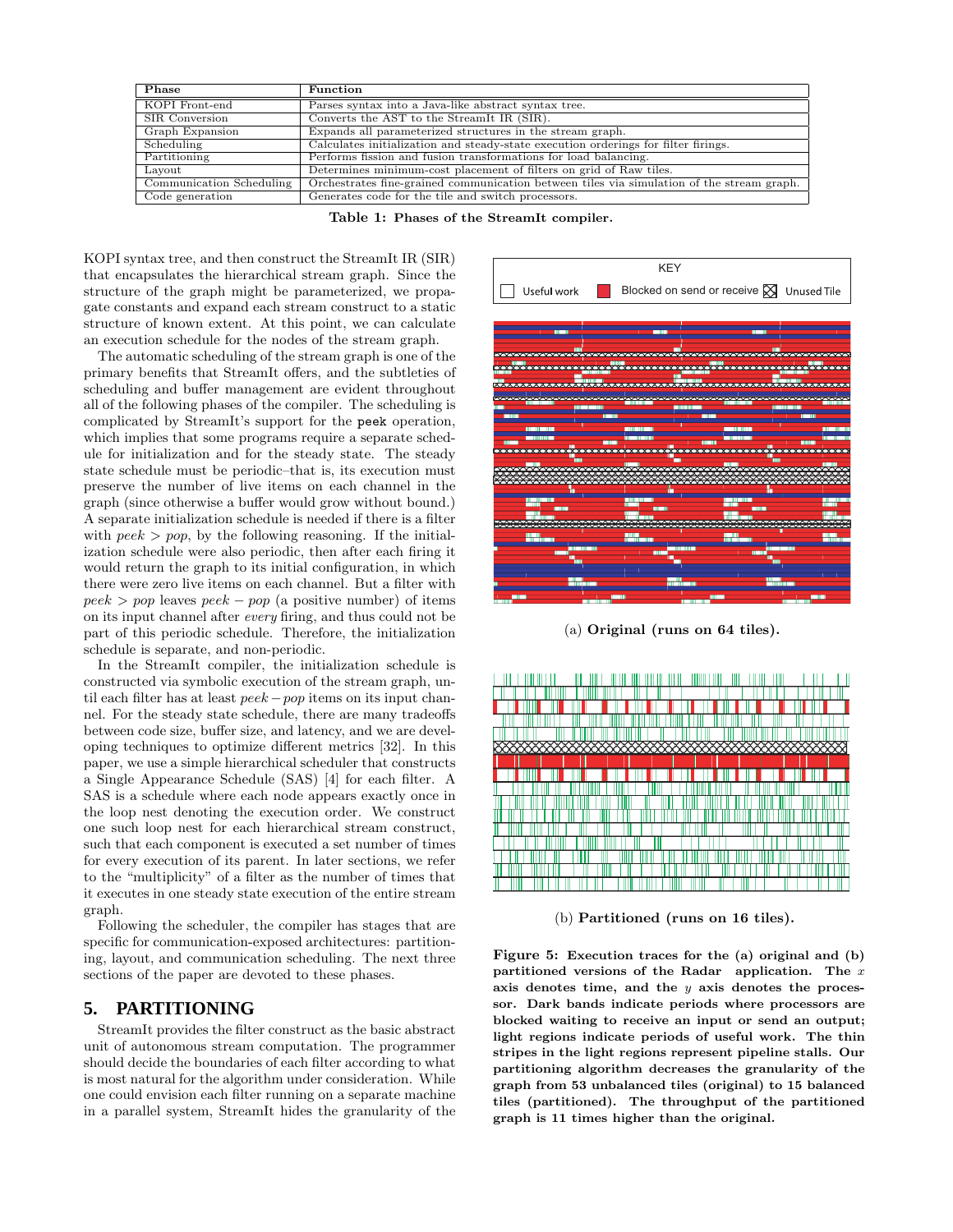| Phase | Function |
|---|---|
| KOPI Front-end | Parses syntax into a Java-like abstract syntax tree. |
| SIR Conversion | Converts the AST to the StreamIt IR (SIR). |
| Graph Expansion | Expands all parameterized structures in the stream graph. |
| Scheduling | Calculates initialization and steady-state execution orderings for filter firings. |
| Partitioning | Performs fission and fusion transformations for load balancing. |
| Layout | Determines minimum-cost placement of filters on grid of Raw tiles. |
| Communication Scheduling | Orchestrates fine-grained communication between tiles via simulation of the stream graph. |
| Code generation | Generates code for the tile and switch processors. |

**Table 1: Phases of the StreamIt compiler.**

KOPI syntax tree, and then construct the StreamIt IR (SIR) that encapsulates the hierarchical stream graph. Since the structure of the graph might be parameterized, we propagate constants and expand each stream construct to a static structure of known extent. At this point, we can calculate an execution schedule for the nodes of the stream graph.

The automatic scheduling of the stream graph is one of the primary benefits that StreamIt offers, and the subtleties of scheduling and buffer management are evident throughout all of the following phases of the compiler. The scheduling is complicated by StreamIt's support for the `peek` operation, which implies that some programs require a separate schedule for initialization and for the steady state. The steady state schedule must be periodic–that is, its execution must preserve the number of live items on each channel in the graph (since otherwise a buffer would grow without bound.) A separate initialization schedule is needed if there is a filter with $peek > pop$, by the following reasoning. If the initialization schedule were also periodic, then after each firing it would return the graph to its initial configuration, in which there were zero live items on each channel. But a filter with $peek > pop$ leaves $peek - pop$ (a positive number) of items on its input channel after *every* firing, and thus could not be part of this periodic schedule. Therefore, the initialization schedule is separate, and non-periodic.

In the StreamIt compiler, the initialization schedule is constructed via symbolic execution of the stream graph, until each filter has at least $peek - pop$ items on its input channel. For the steady state schedule, there are many tradeoffs between code size, buffer size, and latency, and we are developing techniques to optimize different metrics [32]. In this paper, we use a simple hierarchical scheduler that constructs a Single Appearance Schedule (SAS) [4] for each filter. A SAS is a schedule where each node appears exactly once in the loop nest denoting the execution order. We construct one such loop nest for each hierarchical stream construct, such that each component is executed a set number of times for every execution of its parent. In later sections, we refer to the "multiplicity" of a filter as the number of times that it executes in one steady state execution of the entire stream graph.

Following the scheduler, the compiler has stages that are specific for communication-exposed architectures: partitioning, layout, and communication scheduling. The next three sections of the paper are devoted to these phases.

## 5. PARTITIONING

StreamIt provides the filter construct as the basic abstract unit of autonomous stream computation. The programmer should decide the boundaries of each filter according to what is most natural for the algorithm under consideration. While one could envision each filter running on a separate machine in a parallel system, StreamIt hides the granularity of the

KEY: Useful work | Blocked on send or receive | Unused Tile

(a) **Original (runs on 64 tiles).**

(b) **Partitioned (runs on 16 tiles).**

**Figure 5: Execution traces for the (a) original and (b) partitioned versions of the Radar application. The $x$ axis denotes time, and the $y$ axis denotes the processor. Dark bands indicate periods where processors are blocked waiting to receive an input or send an output; light regions indicate periods of useful work. The thin stripes in the light regions represent pipeline stalls. Our partitioning algorithm decreases the granularity of the graph from 53 unbalanced tiles (original) to 15 balanced tiles (partitioned). The throughput of the partitioned graph is 11 times higher than the original.**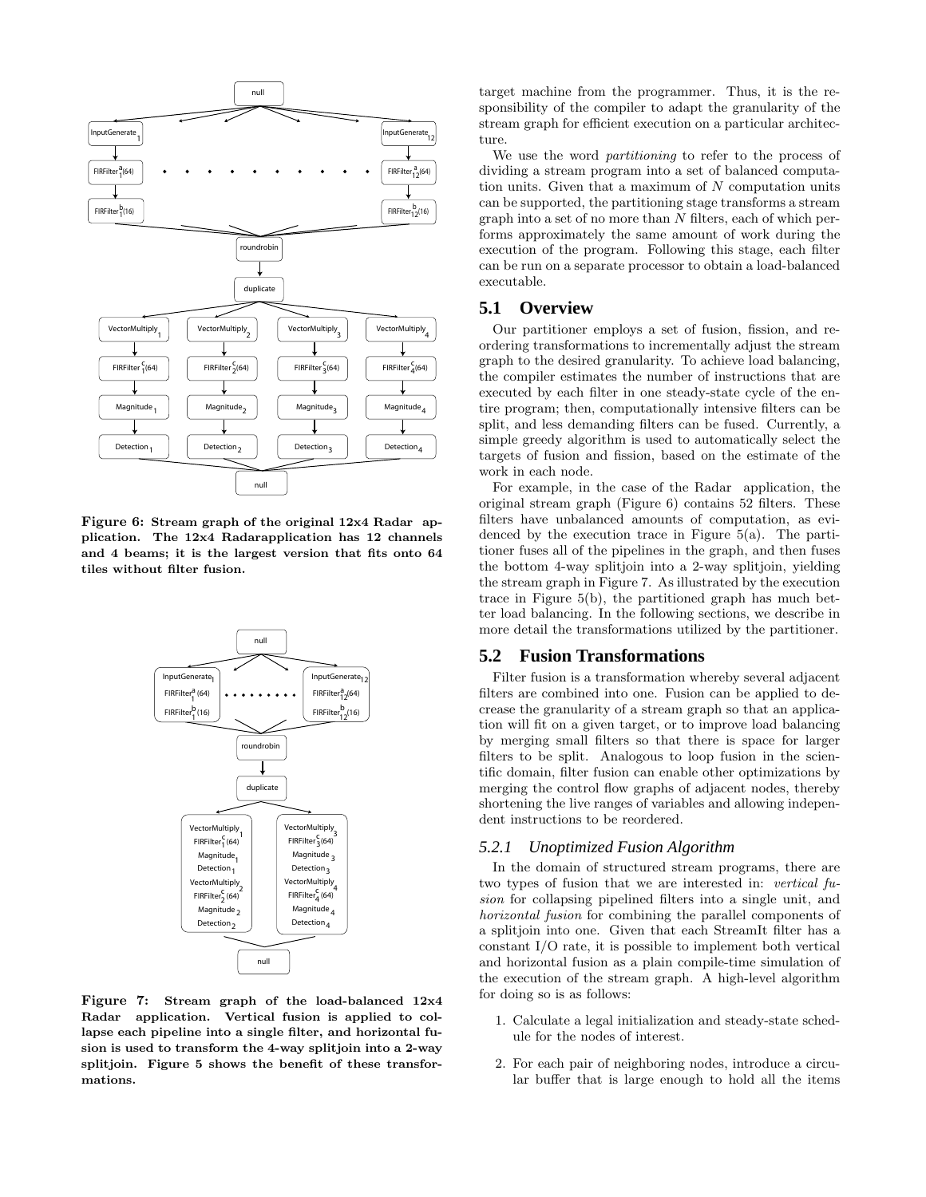Figure 6: Stream graph of the original 12x4 Radar application. The 12x4 Radarapplication has 12 channels and 4 beams; it is the largest version that fits onto 64 tiles without filter fusion.

Figure 7: Stream graph of the load-balanced 12x4 Radar application. Vertical fusion is applied to collapse each pipeline into a single filter, and horizontal fusion is used to transform the 4-way splitjoin into a 2-way splitjoin. Figure 5 shows the benefit of these transformations.

target machine from the programmer. Thus, it is the responsibility of the compiler to adapt the granularity of the stream graph for efficient execution on a particular architecture.

We use the word *partitioning* to refer to the process of dividing a stream program into a set of balanced computation units. Given that a maximum of $N$ computation units can be supported, the partitioning stage transforms a stream graph into a set of no more than $N$ filters, each of which performs approximately the same amount of work during the execution of the program. Following this stage, each filter can be run on a separate processor to obtain a load-balanced executable.

## 5.1 Overview

Our partitioner employs a set of fusion, fission, and reordering transformations to incrementally adjust the stream graph to the desired granularity. To achieve load balancing, the compiler estimates the number of instructions that are executed by each filter in one steady-state cycle of the entire program; then, computationally intensive filters can be split, and less demanding filters can be fused. Currently, a simple greedy algorithm is used to automatically select the targets of fusion and fission, based on the estimate of the work in each node.

For example, in the case of the Radar application, the original stream graph (Figure 6) contains 52 filters. These filters have unbalanced amounts of computation, as evidenced by the execution trace in Figure 5(a). The partitioner fuses all of the pipelines in the graph, and then fuses the bottom 4-way splitjoin into a 2-way splitjoin, yielding the stream graph in Figure 7. As illustrated by the execution trace in Figure 5(b), the partitioned graph has much better load balancing. In the following sections, we describe in more detail the transformations utilized by the partitioner.

## 5.2 Fusion Transformations

Filter fusion is a transformation whereby several adjacent filters are combined into one. Fusion can be applied to decrease the granularity of a stream graph so that an application will fit on a given target, or to improve load balancing by merging small filters so that there is space for larger filters to be split. Analogous to loop fusion in the scientific domain, filter fusion can enable other optimizations by merging the control flow graphs of adjacent nodes, thereby shortening the live ranges of variables and allowing independent instructions to be reordered.

### 5.2.1 Unoptimized Fusion Algorithm

In the domain of structured stream programs, there are two types of fusion that we are interested in: *vertical fusion* for collapsing pipelined filters into a single unit, and *horizontal fusion* for combining the parallel components of a splitjoin into one. Given that each StreamIt filter has a constant I/O rate, it is possible to implement both vertical and horizontal fusion as a plain compile-time simulation of the execution of the stream graph. A high-level algorithm for doing so is as follows:

1. Calculate a legal initialization and steady-state schedule for the nodes of interest.
2. For each pair of neighboring nodes, introduce a circular buffer that is large enough to hold all the items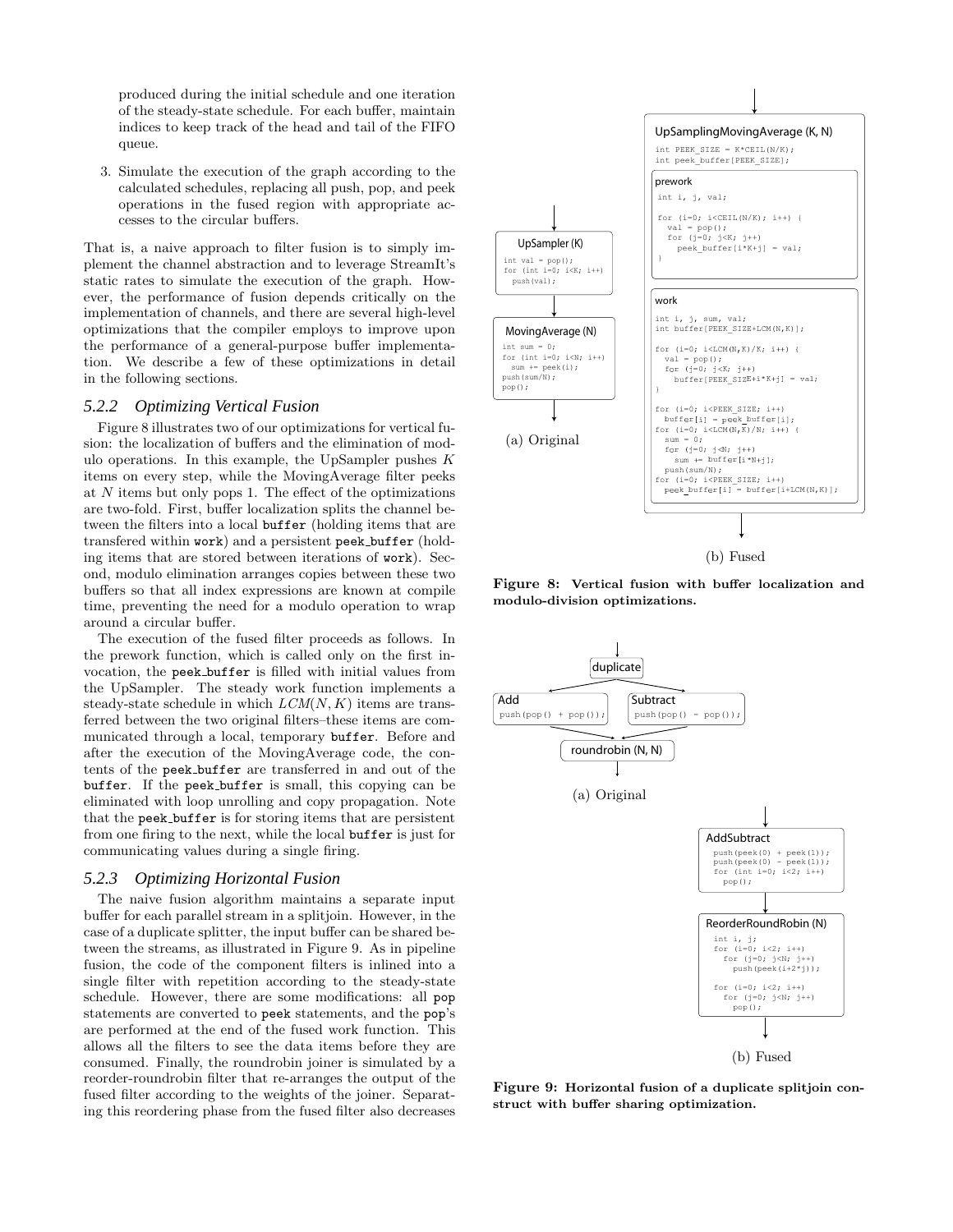produced during the initial schedule and one iteration of the steady-state schedule. For each buffer, maintain indices to keep track of the head and tail of the FIFO queue.

3. Simulate the execution of the graph according to the calculated schedules, replacing all push, pop, and peek operations in the fused region with appropriate accesses to the circular buffers.

That is, a naive approach to filter fusion is to simply implement the channel abstraction and to leverage StreamIt's static rates to simulate the execution of the graph. However, the performance of fusion depends critically on the implementation of channels, and there are several high-level optimizations that the compiler employs to improve upon the performance of a general-purpose buffer implementation. We describe a few of these optimizations in detail in the following sections.

### 5.2.2 Optimizing Vertical Fusion

Figure 8 illustrates two of our optimizations for vertical fusion: the localization of buffers and the elimination of modulo operations. In this example, the UpSampler pushes $K$ items on every step, while the MovingAverage filter peeks at $N$ items but only pops 1. The effect of the optimizations are two-fold. First, buffer localization splits the channel between the filters into a local `buffer` (holding items that are transfered within `work`) and a persistent `peek_buffer` (holding items that are stored between iterations of `work`). Second, modulo elimination arranges copies between these two buffers so that all index expressions are known at compile time, preventing the need for a modulo operation to wrap around a circular buffer.

The execution of the fused filter proceeds as follows. In the prework function, which is called only on the first invocation, the `peek_buffer` is filled with initial values from the UpSampler. The steady work function implements a steady-state schedule in which $LCM(N, K)$ items are transferred between the two original filters–these items are communicated through a local, temporary `buffer`. Before and after the execution of the MovingAverage code, the contents of the `peek_buffer` are transferred in and out of the `buffer`. If the `peek_buffer` is small, this copying can be eliminated with loop unrolling and copy propagation. Note that the `peek_buffer` is for storing items that are persistent from one firing to the next, while the local `buffer` is just for communicating values during a single firing.

### 5.2.3 Optimizing Horizontal Fusion

The naive fusion algorithm maintains a separate input buffer for each parallel stream in a splitjoin. However, in the case of a duplicate splitter, the input buffer can be shared between the streams, as illustrated in Figure 9. As in pipeline fusion, the code of the component filters is inlined into a single filter with repetition according to the steady-state schedule. However, there are some modifications: all `pop` statements are converted to `peek` statements, and the `pop`'s are performed at the end of the fused work function. This allows all the filters to see the data items before they are consumed. Finally, the roundrobin joiner is simulated by a reorder-roundrobin filter that re-arranges the output of the fused filter according to the weights of the joiner. Separating this reordering phase from the fused filter also decreases

UpSampler (K)
```
int val = pop();
for (int i=0; i<K; i++)
  push(val);
```

MovingAverage (N)
```
int sum = 0;
for (int i=0; i<N; i++)
  sum += peek(i);
push(sum/N);
pop();
```

(a) Original

UpSamplingMovingAverage (K, N)
```
int PEEK_SIZE = K*CEIL(N/K);
int peek_buffer[PEEK_SIZE];
```
prework
```
int i, j, val;

for (i=0; i<CEIL(N/K); i++) {
  val = pop();
  for (j=0; j<K; j++)
    peek_buffer[i*K+j] = val;
}
```
work
```
int i, j, sum, val;
int buffer[PEEK_SIZE+LCM(N,K)];

for (i=0; i<LCM(N,K)/K; i++) {
  val = pop();
  for (j=0; j<K; j++)
    buffer[PEEK_SIZE+i*K+j] = val;
}

for (i=0; i<PEEK_SIZE; i++)
  buffer[i] = peek_buffer[i];
for (i=0; i<LCM(N,K)/N; i++) {
  sum = 0;
  for (j=0; j<N; j++)
    sum += buffer[i*N+j];
  push(sum/N);
for (i=0; i<PEEK_SIZE; i++)
  peek_buffer[i] = buffer[i+LCM(N,K)];
```

(b) Fused

**Figure 8: Vertical fusion with buffer localization and modulo-division optimizations.**

duplicate

Add
```
push(pop() + pop());
```

Subtract
```
push(pop() - pop());
```

roundrobin (N, N)

(a) Original

AddSubtract
```
push(peek(0) + peek(1));
push(peek(0) - peek(1));
for (int i=0; i<2; i++)
  pop();
```

ReorderRoundRobin (N)
```
int i, j;
for (i=0; i<2; i++)
  for (j=0; j<N; j++)
    push(peek(i+2*j));

for (i=0; i<2; i++)
  for (j=0; j<N; j++)
    pop();
```

(b) Fused

**Figure 9: Horizontal fusion of a duplicate splitjoin construct with buffer sharing optimization.**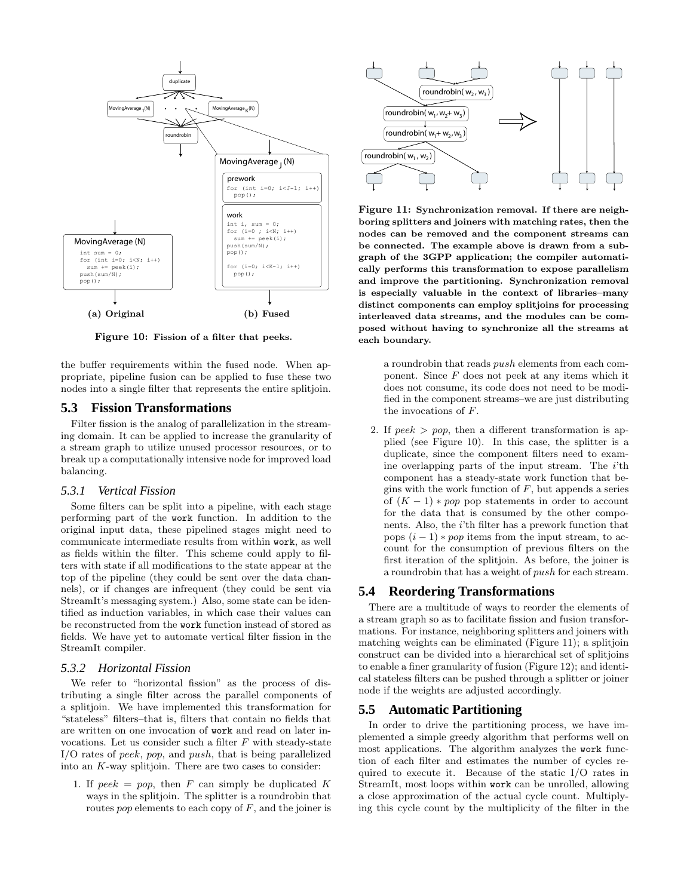Figure 10: Fission of a filter that peeks.

the buffer requirements within the fused node. When appropriate, pipeline fusion can be applied to fuse these two nodes into a single filter that represents the entire splitjoin.

## 5.3 Fission Transformations

Filter fission is the analog of parallelization in the streaming domain. It can be applied to increase the granularity of a stream graph to utilize unused processor resources, or to break up a computationally intensive node for improved load balancing.

### 5.3.1 Vertical Fission

Some filters can be split into a pipeline, with each stage performing part of the `work` function. In addition to the original input data, these pipelined stages might need to communicate intermediate results from within `work`, as well as fields within the filter. This scheme could apply to filters with state if all modifications to the state appear at the top of the pipeline (they could be sent over the data channels), or if changes are infrequent (they could be sent via StreamIt's messaging system.) Also, some state can be identified as induction variables, in which case their values can be reconstructed from the `work` function instead of stored as fields. We have yet to automate vertical filter fission in the StreamIt compiler.

### 5.3.2 Horizontal Fission

We refer to "horizontal fission" as the process of distributing a single filter across the parallel components of a splitjoin. We have implemented this transformation for "stateless" filters–that is, filters that contain no fields that are written on one invocation of `work` and read on later invocations. Let us consider such a filter $F$ with steady-state I/O rates of *peek*, *pop*, and *push*, that is being parallelized into an $K$-way splitjoin. There are two cases to consider:

1. If $peek = pop$, then $F$ can simply be duplicated $K$ ways in the splitjoin. The splitter is a roundrobin that routes *pop* elements to each copy of $F$, and the joiner is a roundrobin that reads *push* elements from each component. Since $F$ does not peek at any items which it does not consume, its code does not need to be modified in the component streams–we are just distributing the invocations of $F$.

2. If $peek > pop$, then a different transformation is applied (see Figure 10). In this case, the splitter is a duplicate, since the component filters need to examine overlapping parts of the input stream. The $i$'th component has a steady-state work function that begins with the work function of $F$, but appends a series of $(K-1) * pop$ pop statements in order to account for the data that is consumed by the other components. Also, the $i$'th filter has a prework function that pops $(i-1) * pop$ items from the input stream, to account for the consumption of previous filters on the first iteration of the splitjoin. As before, the joiner is a roundrobin that has a weight of *push* for each stream.

**Figure 11: Synchronization removal. If there are neighboring splitters and joiners with matching rates, then the nodes can be removed and the component streams can be connected. The example above is drawn from a subgraph of the 3GPP application; the compiler automatically performs this transformation to expose parallelism and improve the partitioning. Synchronization removal is especially valuable in the context of libraries–many distinct components can employ splitjoins for processing interleaved data streams, and the modules can be composed without having to synchronize all the streams at each boundary.**

## 5.4 Reordering Transformations

There are a multitude of ways to reorder the elements of a stream graph so as to facilitate fission and fusion transformations. For instance, neighboring splitters and joiners with matching weights can be eliminated (Figure 11); a splitjoin construct can be divided into a hierarchical set of splitjoins to enable a finer granularity of fusion (Figure 12); and identical stateless filters can be pushed through a splitter or joiner node if the weights are adjusted accordingly.

## 5.5 Automatic Partitioning

In order to drive the partitioning process, we have implemented a simple greedy algorithm that performs well on most applications. The algorithm analyzes the `work` function of each filter and estimates the number of cycles required to execute it. Because of the static I/O rates in StreamIt, most loops within `work` can be unrolled, allowing a close approximation of the actual cycle count. Multiplying this cycle count by the multiplicity of the filter in the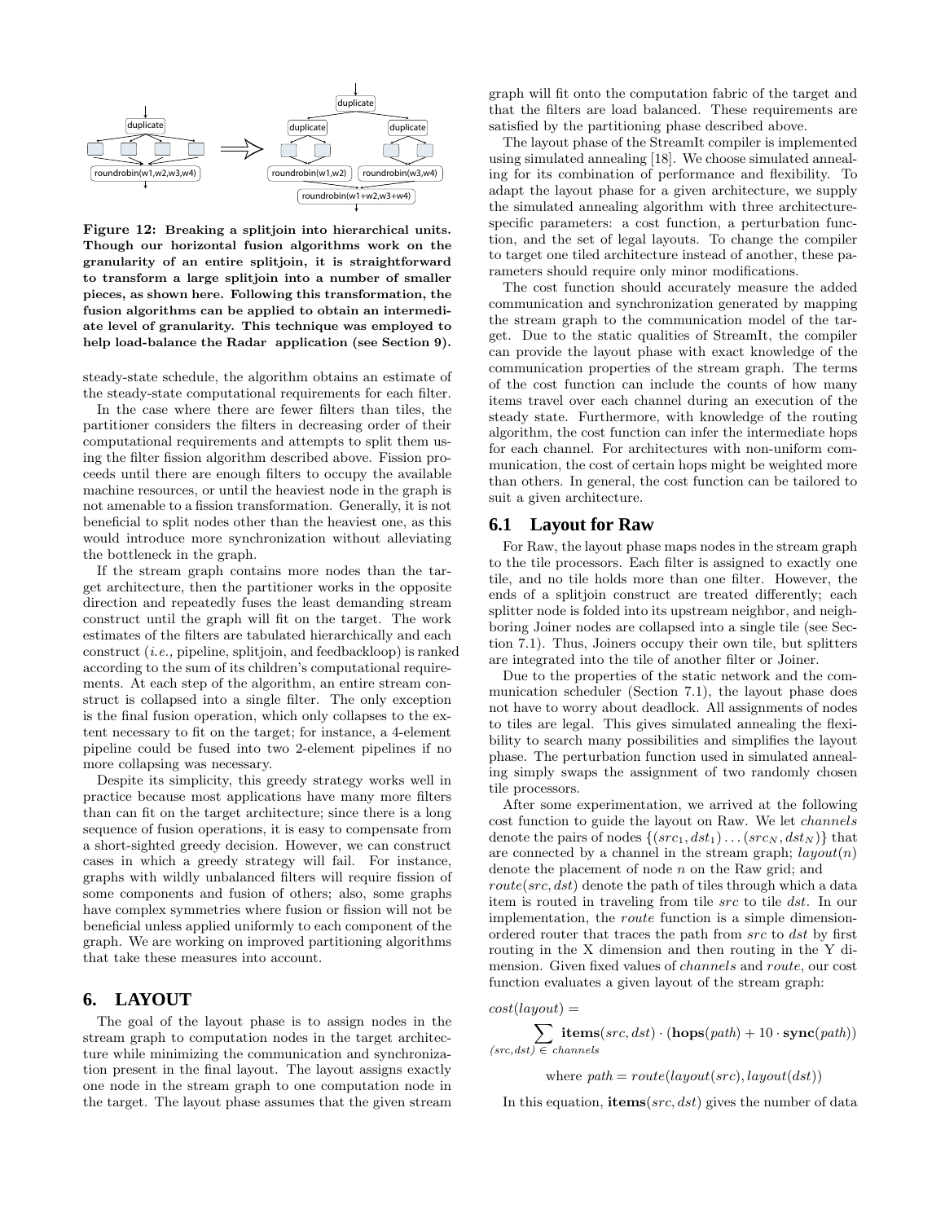Figure 12: Breaking a splitjoin into hierarchical units. Though our horizontal fusion algorithms work on the granularity of an entire splitjoin, it is straightforward to transform a large splitjoin into a number of smaller pieces, as shown here. Following this transformation, the fusion algorithms can be applied to obtain an intermediate level of granularity. This technique was employed to help load-balance the Radar application (see Section 9).

steady-state schedule, the algorithm obtains an estimate of the steady-state computational requirements for each filter.

In the case where there are fewer filters than tiles, the partitioner considers the filters in decreasing order of their computational requirements and attempts to split them using the filter fission algorithm described above. Fission proceeds until there are enough filters to occupy the available machine resources, or until the heaviest node in the graph is not amenable to a fission transformation. Generally, it is not beneficial to split nodes other than the heaviest one, as this would introduce more synchronization without alleviating the bottleneck in the graph.

If the stream graph contains more nodes than the target architecture, then the partitioner works in the opposite direction and repeatedly fuses the least demanding stream construct until the graph will fit on the target. The work estimates of the filters are tabulated hierarchically and each construct (*i.e.,* pipeline, splitjoin, and feedbackloop) is ranked according to the sum of its children's computational requirements. At each step of the algorithm, an entire stream construct is collapsed into a single filter. The only exception is the final fusion operation, which only collapses to the extent necessary to fit on the target; for instance, a 4-element pipeline could be fused into two 2-element pipelines if no more collapsing was necessary.

Despite its simplicity, this greedy strategy works well in practice because most applications have many more filters than can fit on the target architecture; since there is a long sequence of fusion operations, it is easy to compensate from a short-sighted greedy decision. However, we can construct cases in which a greedy strategy will fail. For instance, graphs with wildly unbalanced filters will require fission of some components and fusion of others; also, some graphs have complex symmetries where fusion or fission will not be beneficial unless applied uniformly to each component of the graph. We are working on improved partitioning algorithms that take these measures into account.

## 6. LAYOUT

The goal of the layout phase is to assign nodes in the stream graph to computation nodes in the target architecture while minimizing the communication and synchronization present in the final layout. The layout assigns exactly one node in the stream graph to one computation node in the target. The layout phase assumes that the given stream graph will fit onto the computation fabric of the target and that the filters are load balanced. These requirements are satisfied by the partitioning phase described above.

The layout phase of the StreamIt compiler is implemented using simulated annealing [18]. We choose simulated annealing for its combination of performance and flexibility. To adapt the layout phase for a given architecture, we supply the simulated annealing algorithm with three architecture-specific parameters: a cost function, a perturbation function, and the set of legal layouts. To change the compiler to target one tiled architecture instead of another, these parameters should require only minor modifications.

The cost function should accurately measure the added communication and synchronization generated by mapping the stream graph to the communication model of the target. Due to the static qualities of StreamIt, the compiler can provide the layout phase with exact knowledge of the communication properties of the stream graph. The terms of the cost function can include the counts of how many items travel over each channel during an execution of the steady state. Furthermore, with knowledge of the routing algorithm, the cost function can infer the intermediate hops for each channel. For architectures with non-uniform communication, the cost of certain hops might be weighted more than others. In general, the cost function can be tailored to suit a given architecture.

### 6.1 Layout for Raw

For Raw, the layout phase maps nodes in the stream graph to the tile processors. Each filter is assigned to exactly one tile, and no tile holds more than one filter. However, the ends of a splitjoin construct are treated differently; each splitter node is folded into its upstream neighbor, and neighboring Joiner nodes are collapsed into a single tile (see Section 7.1). Thus, Joiners occupy their own tile, but splitters are integrated into the tile of another filter or Joiner.

Due to the properties of the static network and the communication scheduler (Section 7.1), the layout phase does not have to worry about deadlock. All assignments of nodes to tiles are legal. This gives simulated annealing the flexibility to search many possibilities and simplifies the layout phase. The perturbation function used in simulated annealing simply swaps the assignment of two randomly chosen tile processors.

After some experimentation, we arrived at the following cost function to guide the layout on Raw. We let *channels* denote the pairs of nodes $\{(src_1, dst_1) \ldots (src_N, dst_N)\}$ that are connected by a channel in the stream graph; $layout(n)$ denote the placement of node $n$ on the Raw grid; and $route(src, dst)$ denote the path of tiles through which a data item is routed in traveling from tile $src$ to tile $dst$. In our implementation, the *route* function is a simple dimension-ordered router that traces the path from $src$ to $dst$ by first routing in the X dimension and then routing in the Y dimension. Given fixed values of *channels* and *route*, our cost function evaluates a given layout of the stream graph:

$$cost(layout) = \sum_{(src,dst)\, \in\, channels} \mathbf{items}(src, dst) \cdot (\mathbf{hops}(path) + 10 \cdot \mathbf{sync}(path))$$

$$\text{where } path = route(layout(src), layout(dst))$$

In this equation, $\mathbf{items}(src, dst)$ gives the number of data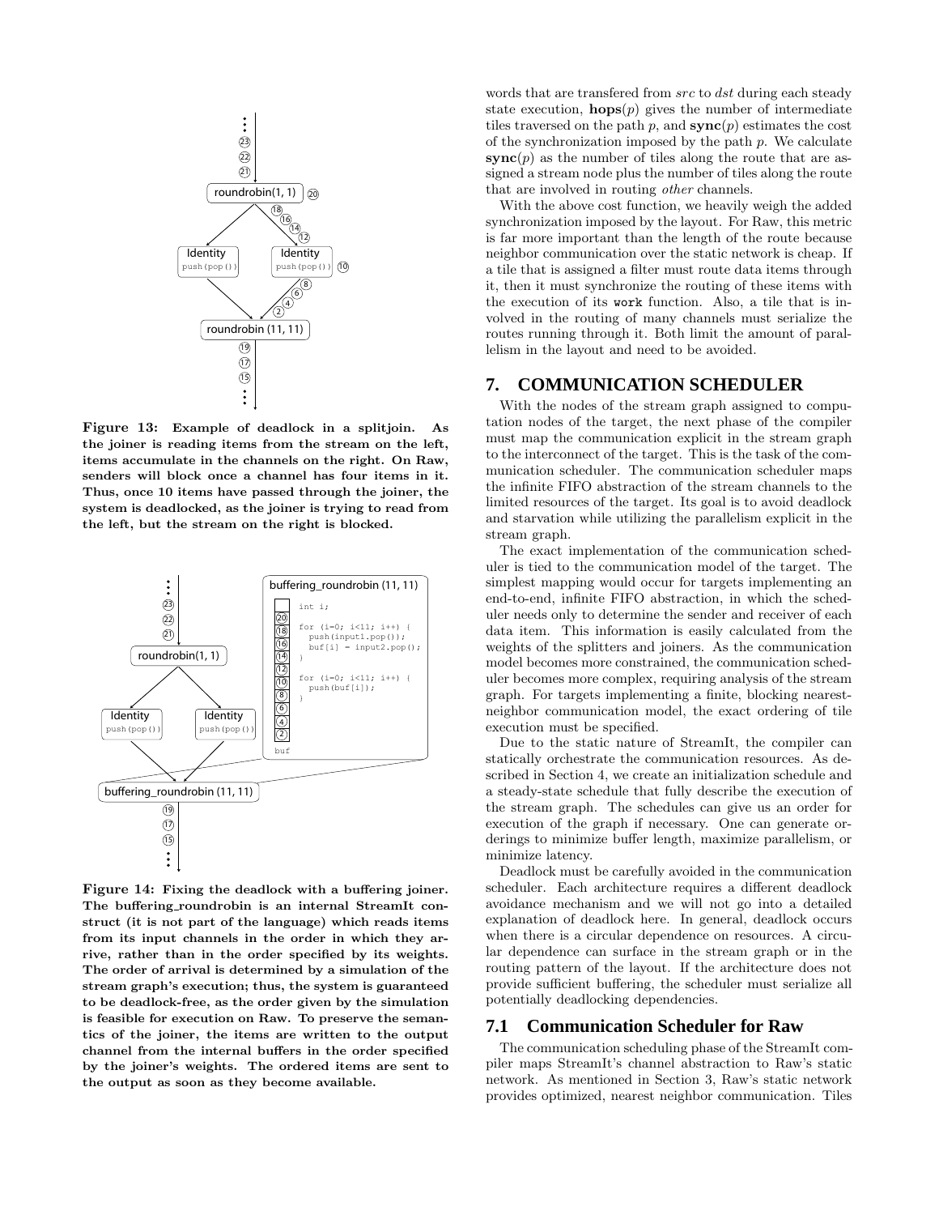roundrobin(1, 1)

Identity
push(pop())

Identity
push(pop())

roundrobin (11, 11)

**Figure 13: Example of deadlock in a splitjoin. As the joiner is reading items from the stream on the left, items accumulate in the channels on the right. On Raw, senders will block once a channel has four items in it. Thus, once 10 items have passed through the joiner, the system is deadlocked, as the joiner is trying to read from the left, but the stream on the right is blocked.**

buffering_roundrobin (11, 11)

```
int i;

for (i=0; i<11; i++) {
  push(input1.pop());
  buf[i] = input2.pop();
}

for (i=0; i<11; i++) {
  push(buf[i]);
}
```

buf

roundrobin(1, 1)

Identity
push(pop())

Identity
push(pop())

buffering_roundrobin (11, 11)

**Figure 14: Fixing the deadlock with a buffering joiner. The buffering_roundrobin is an internal StreamIt construct (it is not part of the language) which reads items from its input channels in the order in which they arrive, rather than in the order specified by its weights. The order of arrival is determined by a simulation of the stream graph's execution; thus, the system is guaranteed to be deadlock-free, as the order given by the simulation is feasible for execution on Raw. To preserve the semantics of the joiner, the items are written to the output channel from the internal buffers in the order specified by the joiner's weights. The ordered items are sent to the output as soon as they become available.**

words that are transfered from *src* to *dst* during each steady state execution, $\textbf{hops}(p)$ gives the number of intermediate tiles traversed on the path $p$, and $\textbf{sync}(p)$ estimates the cost of the synchronization imposed by the path $p$. We calculate $\textbf{sync}(p)$ as the number of tiles along the route that are assigned a stream node plus the number of tiles along the route that are involved in routing *other* channels.

With the above cost function, we heavily weigh the added synchronization imposed by the layout. For Raw, this metric is far more important than the length of the route because neighbor communication over the static network is cheap. If a tile that is assigned a filter must route data items through it, then it must synchronize the routing of these items with the execution of its `work` function. Also, a tile that is involved in the routing of many channels must serialize the routes running through it. Both limit the amount of parallelism in the layout and need to be avoided.

## 7. COMMUNICATION SCHEDULER

With the nodes of the stream graph assigned to computation nodes of the target, the next phase of the compiler must map the communication explicit in the stream graph to the interconnect of the target. This is the task of the communication scheduler. The communication scheduler maps the infinite FIFO abstraction of the stream channels to the limited resources of the target. Its goal is to avoid deadlock and starvation while utilizing the parallelism explicit in the stream graph.

The exact implementation of the communication scheduler is tied to the communication model of the target. The simplest mapping would occur for targets implementing an end-to-end, infinite FIFO abstraction, in which the scheduler needs only to determine the sender and receiver of each data item. This information is easily calculated from the weights of the splitters and joiners. As the communication model becomes more constrained, the communication scheduler becomes more complex, requiring analysis of the stream graph. For targets implementing a finite, blocking nearest-neighbor communication model, the exact ordering of tile execution must be specified.

Due to the static nature of StreamIt, the compiler can statically orchestrate the communication resources. As described in Section 4, we create an initialization schedule and a steady-state schedule that fully describe the execution of the stream graph. The schedules can give us an order for execution of the graph if necessary. One can generate orderings to minimize buffer length, maximize parallelism, or minimize latency.

Deadlock must be carefully avoided in the communication scheduler. Each architecture requires a different deadlock avoidance mechanism and we will not go into a detailed explanation of deadlock here. In general, deadlock occurs when there is a circular dependence on resources. A circular dependence can surface in the stream graph or in the routing pattern of the layout. If the architecture does not provide sufficient buffering, the scheduler must serialize all potentially deadlocking dependencies.

### 7.1 Communication Scheduler for Raw

The communication scheduling phase of the StreamIt compiler maps StreamIt's channel abstraction to Raw's static network. As mentioned in Section 3, Raw's static network provides optimized, nearest neighbor communication. Tiles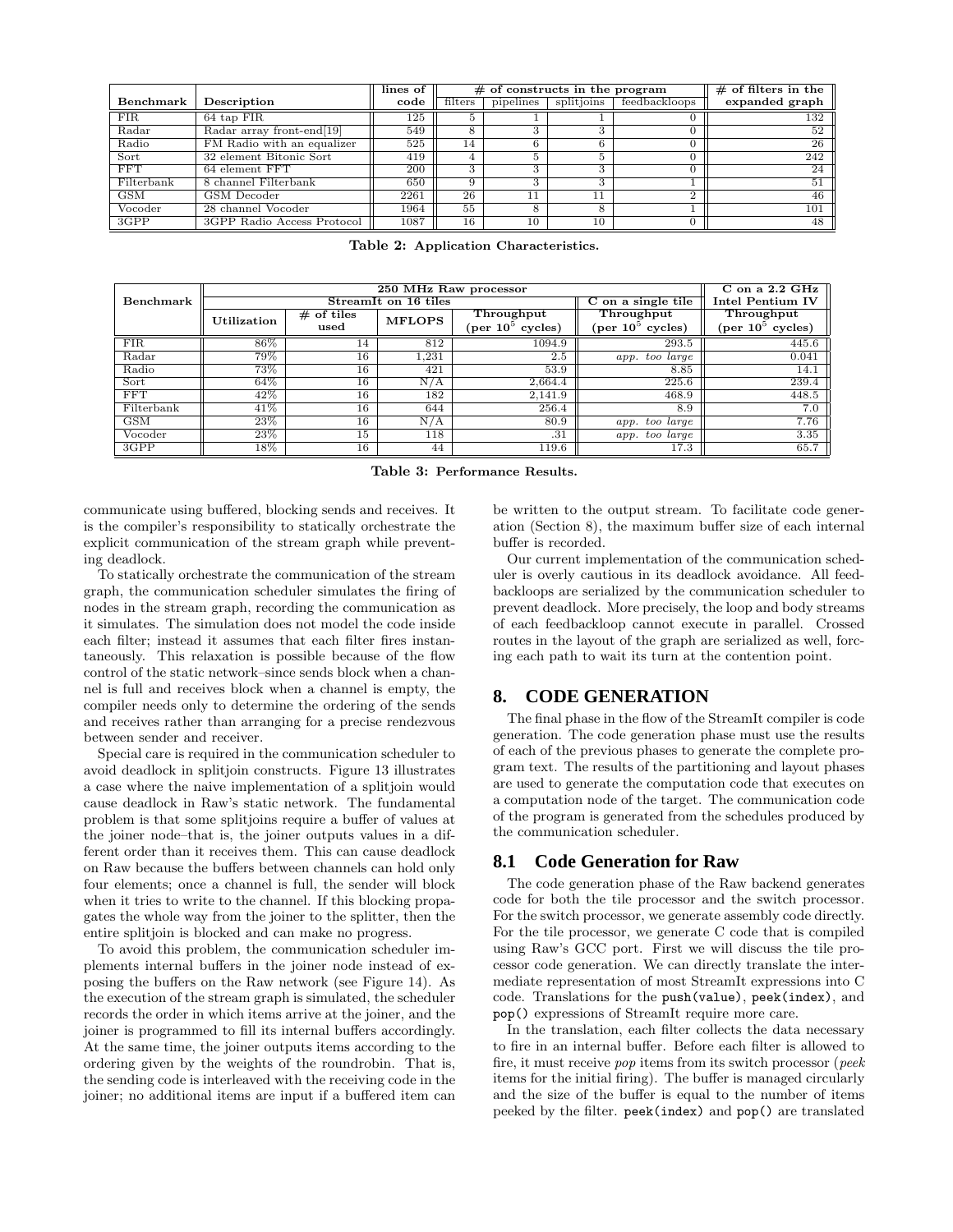| Benchmark | Description | lines of code | # of constructs in the program | | | | # of filters in the expanded graph |
|---|---|---|---|---|---|---|---|
| | | | filters | pipelines | splitjoins | feedbackloops | |
| FIR | 64 tap FIR | 125 | 5 | 1 | 1 | 0 | 132 |
| Radar | Radar array front-end[19] | 549 | 8 | 3 | 3 | 0 | 52 |
| Radio | FM Radio with an equalizer | 525 | 14 | 6 | 6 | 0 | 26 |
| Sort | 32 element Bitonic Sort | 419 | 4 | 5 | 5 | 0 | 242 |
| FFT | 64 element FFT | 200 | 3 | 3 | 3 | 0 | 24 |
| Filterbank | 8 channel Filterbank | 650 | 9 | 3 | 3 | 1 | 51 |
| GSM | GSM Decoder | 2261 | 26 | 11 | 11 | 2 | 46 |
| Vocoder | 28 channel Vocoder | 1964 | 55 | 8 | 8 | 1 | 101 |
| 3GPP | 3GPP Radio Access Protocol | 1087 | 16 | 10 | 10 | 0 | 48 |

**Table 2: Application Characteristics.**

| Benchmark | 250 MHz Raw processor | | | | | C on a 2.2 GHz Intel Pentium IV |
|---|---|---|---|---|---|---|
| | StreamIt on 16 tiles | | | | C on a single tile | |
| | Utilization | # of tiles used | MFLOPS | Throughput (per $10^5$ cycles) | Throughput (per $10^5$ cycles) | Throughput (per $10^5$ cycles) |
| FIR | 86% | 14 | 812 | 1094.9 | 293.5 | 445.6 |
| Radar | 79% | 16 | 1,231 | 2.5 | *app. too large* | 0.041 |
| Radio | 73% | 16 | 421 | 53.9 | 8.85 | 14.1 |
| Sort | 64% | 16 | N/A | 2,664.4 | 225.6 | 239.4 |
| FFT | 42% | 16 | 182 | 2,141.9 | 468.9 | 448.5 |
| Filterbank | 41% | 16 | 644 | 256.4 | 8.9 | 7.0 |
| GSM | 23% | 16 | N/A | 80.9 | *app. too large* | 7.76 |
| Vocoder | 23% | 15 | 118 | .31 | *app. too large* | 3.35 |
| 3GPP | 18% | 16 | 44 | 119.6 | 17.3 | 65.7 |

**Table 3: Performance Results.**

communicate using buffered, blocking sends and receives. It is the compiler's responsibility to statically orchestrate the explicit communication of the stream graph while preventing deadlock.

To statically orchestrate the communication of the stream graph, the communication scheduler simulates the firing of nodes in the stream graph, recording the communication as it simulates. The simulation does not model the code inside each filter; instead it assumes that each filter fires instantaneously. This relaxation is possible because of the flow control of the static network–since sends block when a channel is full and receives block when a channel is empty, the compiler needs only to determine the ordering of the sends and receives rather than arranging for a precise rendezvous between sender and receiver.

Special care is required in the communication scheduler to avoid deadlock in splitjoin constructs. Figure 13 illustrates a case where the naive implementation of a splitjoin would cause deadlock in Raw's static network. The fundamental problem is that some splitjoins require a buffer of values at the joiner node–that is, the joiner outputs values in a different order than it receives them. This can cause deadlock on Raw because the buffers between channels can hold only four elements; once a channel is full, the sender will block when it tries to write to the channel. If this blocking propagates the whole way from the joiner to the splitter, then the entire splitjoin is blocked and can make no progress.

To avoid this problem, the communication scheduler implements internal buffers in the joiner node instead of exposing the buffers on the Raw network (see Figure 14). As the execution of the stream graph is simulated, the scheduler records the order in which items arrive at the joiner, and the joiner is programmed to fill its internal buffers accordingly. At the same time, the joiner outputs items according to the ordering given by the weights of the roundrobin. That is, the sending code is interleaved with the receiving code in the joiner; no additional items are input if a buffered item can be written to the output stream. To facilitate code generation (Section 8), the maximum buffer size of each internal buffer is recorded.

Our current implementation of the communication scheduler is overly cautious in its deadlock avoidance. All feedbackloops are serialized by the communication scheduler to prevent deadlock. More precisely, the loop and body streams of each feedbackloop cannot execute in parallel. Crossed routes in the layout of the graph are serialized as well, forcing each path to wait its turn at the contention point.

## 8. CODE GENERATION

The final phase in the flow of the StreamIt compiler is code generation. The code generation phase must use the results of each of the previous phases to generate the complete program text. The results of the partitioning and layout phases are used to generate the computation code that executes on a computation node of the target. The communication code of the program is generated from the schedules produced by the communication scheduler.

### 8.1 Code Generation for Raw

The code generation phase of the Raw backend generates code for both the tile processor and the switch processor. For the switch processor, we generate assembly code directly. For the tile processor, we generate C code that is compiled using Raw's GCC port. First we will discuss the tile processor code generation. We can directly translate the intermediate representation of most StreamIt expressions into C code. Translations for the `push(value)`, `peek(index)`, and `pop()` expressions of StreamIt require more care.

In the translation, each filter collects the data necessary to fire in an internal buffer. Before each filter is allowed to fire, it must receive *pop* items from its switch processor (*peek* items for the initial firing). The buffer is managed circularly and the size of the buffer is equal to the number of items peeked by the filter. `peek(index)` and `pop()` are translated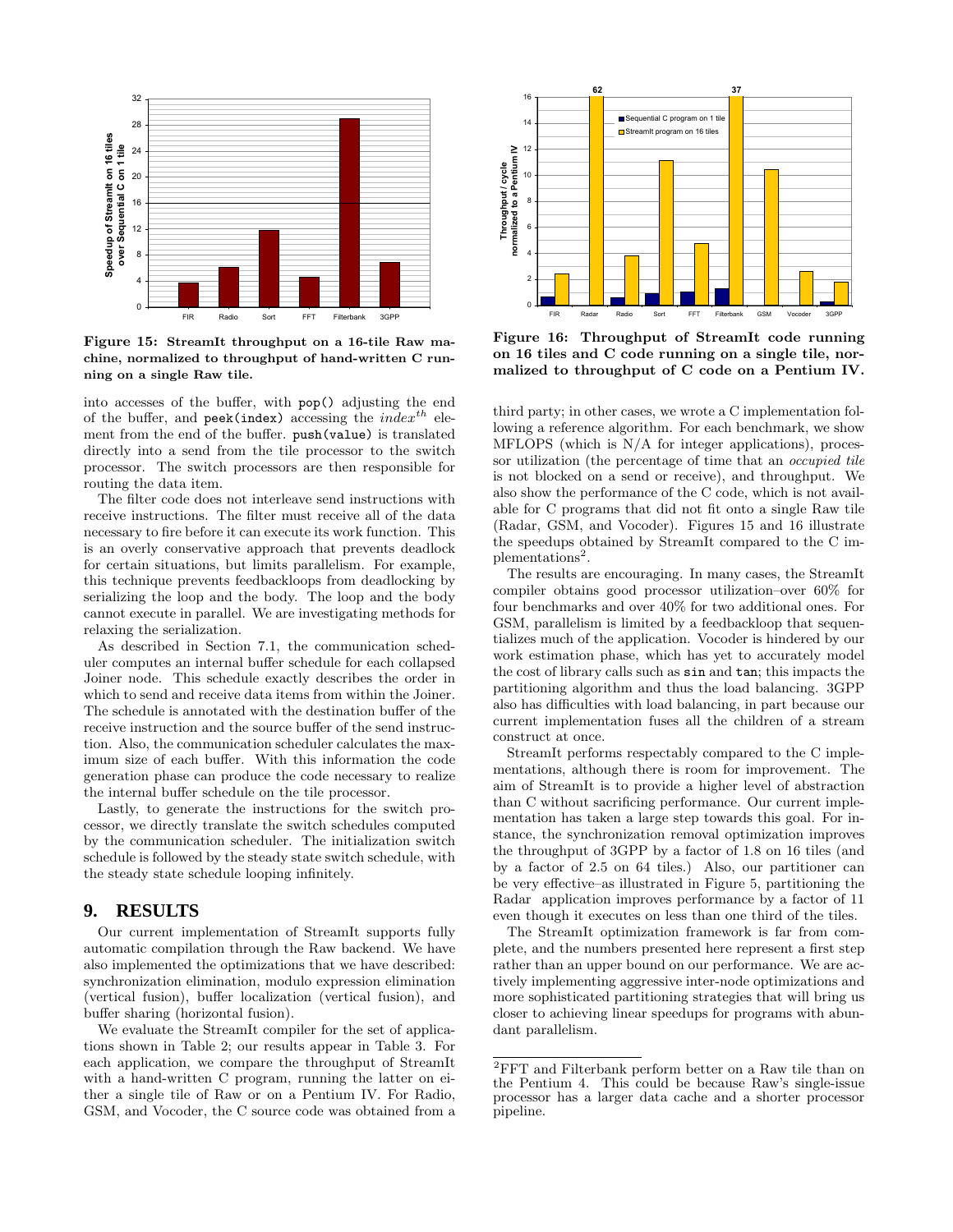Figure 15: StreamIt throughput on a 16-tile Raw machine, normalized to throughput of hand-written C running on a single Raw tile.

Figure 16: Throughput of StreamIt code running on 16 tiles and C code running on a single tile, normalized to throughput of C code on a Pentium IV.

into accesses of the buffer, with `pop()` adjusting the end of the buffer, and `peek(index)` accessing the $index^{th}$ element from the end of the buffer. `push(value)` is translated directly into a send from the tile processor to the switch processor. The switch processors are then responsible for routing the data item.

The filter code does not interleave send instructions with receive instructions. The filter must receive all of the data necessary to fire before it can execute its work function. This is an overly conservative approach that prevents deadlock for certain situations, but limits parallelism. For example, this technique prevents feedbackloops from deadlocking by serializing the loop and the body. The loop and the body cannot execute in parallel. We are investigating methods for relaxing the serialization.

As described in Section 7.1, the communication scheduler computes an internal buffer schedule for each collapsed Joiner node. This schedule exactly describes the order in which to send and receive data items from within the Joiner. The schedule is annotated with the destination buffer of the receive instruction and the source buffer of the send instruction. Also, the communication scheduler calculates the maximum size of each buffer. With this information the code generation phase can produce the code necessary to realize the internal buffer schedule on the tile processor.

Lastly, to generate the instructions for the switch processor, we directly translate the switch schedules computed by the communication scheduler. The initialization switch schedule is followed by the steady state switch schedule, with the steady state schedule looping infinitely.

## 9. RESULTS

Our current implementation of StreamIt supports fully automatic compilation through the Raw backend. We have also implemented the optimizations that we have described: synchronization elimination, modulo expression elimination (vertical fusion), buffer localization (vertical fusion), and buffer sharing (horizontal fusion).

We evaluate the StreamIt compiler for the set of applications shown in Table 2; our results appear in Table 3. For each application, we compare the throughput of StreamIt with a hand-written C program, running the latter on either a single tile of Raw or on a Pentium IV. For Radio, GSM, and Vocoder, the C source code was obtained from a third party; in other cases, we wrote a C implementation following a reference algorithm. For each benchmark, we show MFLOPS (which is N/A for integer applications), processor utilization (the percentage of time that an *occupied tile* is not blocked on a send or receive), and throughput. We also show the performance of the C code, which is not available for C programs that did not fit onto a single Raw tile (Radar, GSM, and Vocoder). Figures 15 and 16 illustrate the speedups obtained by StreamIt compared to the C implementations[2].

The results are encouraging. In many cases, the StreamIt compiler obtains good processor utilization–over 60% for four benchmarks and over 40% for two additional ones. For GSM, parallelism is limited by a feedbackloop that sequentializes much of the application. Vocoder is hindered by our work estimation phase, which has yet to accurately model the cost of library calls such as `sin` and `tan`; this impacts the partitioning algorithm and thus the load balancing. 3GPP also has difficulties with load balancing, in part because our current implementation fuses all the children of a stream construct at once.

StreamIt performs respectably compared to the C implementations, although there is room for improvement. The aim of StreamIt is to provide a higher level of abstraction than C without sacrificing performance. Our current implementation has taken a large step towards this goal. For instance, the synchronization removal optimization improves the throughput of 3GPP by a factor of 1.8 on 16 tiles (and by a factor of 2.5 on 64 tiles.) Also, our partitioner can be very effective–as illustrated in Figure 5, partitioning the Radar application improves performance by a factor of 11 even though it executes on less than one third of the tiles.

The StreamIt optimization framework is far from complete, and the numbers presented here represent a first step rather than an upper bound on our performance. We are actively implementing aggressive inter-node optimizations and more sophisticated partitioning strategies that will bring us closer to achieving linear speedups for programs with abundant parallelism.

[2] FFT and Filterbank perform better on a Raw tile than on the Pentium 4. This could be because Raw's single-issue processor has a larger data cache and a shorter processor pipeline.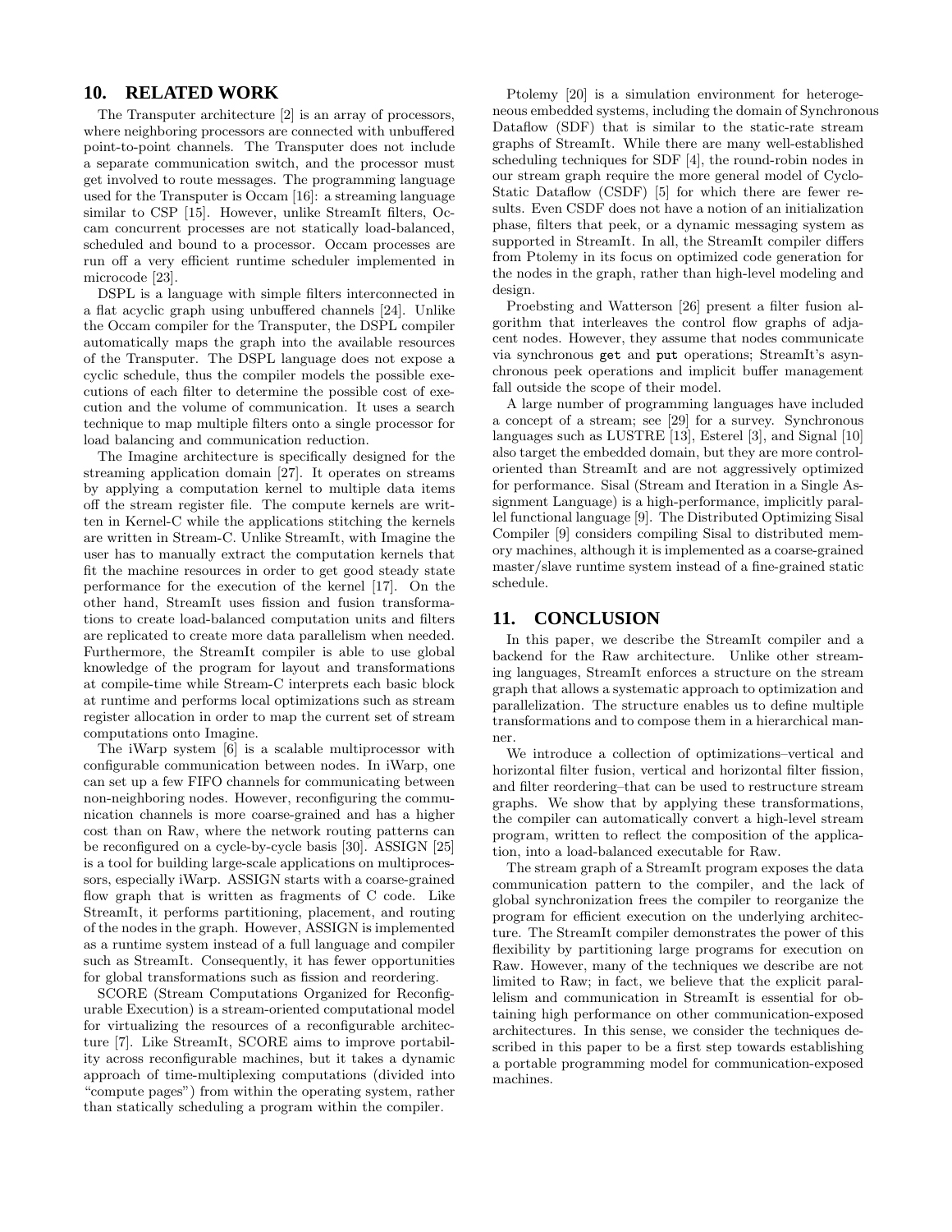## 10. RELATED WORK

The Transputer architecture [2] is an array of processors, where neighboring processors are connected with unbuffered point-to-point channels. The Transputer does not include a separate communication switch, and the processor must get involved to route messages. The programming language used for the Transputer is Occam [16]: a streaming language similar to CSP [15]. However, unlike StreamIt filters, Occam concurrent processes are not statically load-balanced, scheduled and bound to a processor. Occam processes are run off a very efficient runtime scheduler implemented in microcode [23].

DSPL is a language with simple filters interconnected in a flat acyclic graph using unbuffered channels [24]. Unlike the Occam compiler for the Transputer, the DSPL compiler automatically maps the graph into the available resources of the Transputer. The DSPL language does not expose a cyclic schedule, thus the compiler models the possible executions of each filter to determine the possible cost of execution and the volume of communication. It uses a search technique to map multiple filters onto a single processor for load balancing and communication reduction.

The Imagine architecture is specifically designed for the streaming application domain [27]. It operates on streams by applying a computation kernel to multiple data items off the stream register file. The compute kernels are written in Kernel-C while the applications stitching the kernels are written in Stream-C. Unlike StreamIt, with Imagine the user has to manually extract the computation kernels that fit the machine resources in order to get good steady state performance for the execution of the kernel [17]. On the other hand, StreamIt uses fission and fusion transformations to create load-balanced computation units and filters are replicated to create more data parallelism when needed. Furthermore, the StreamIt compiler is able to use global knowledge of the program for layout and transformations at compile-time while Stream-C interprets each basic block at runtime and performs local optimizations such as stream register allocation in order to map the current set of stream computations onto Imagine.

The iWarp system [6] is a scalable multiprocessor with configurable communication between nodes. In iWarp, one can set up a few FIFO channels for communicating between non-neighboring nodes. However, reconfiguring the communication channels is more coarse-grained and has a higher cost than on Raw, where the network routing patterns can be reconfigured on a cycle-by-cycle basis [30]. ASSIGN [25] is a tool for building large-scale applications on multiprocessors, especially iWarp. ASSIGN starts with a coarse-grained flow graph that is written as fragments of C code. Like StreamIt, it performs partitioning, placement, and routing of the nodes in the graph. However, ASSIGN is implemented as a runtime system instead of a full language and compiler such as StreamIt. Consequently, it has fewer opportunities for global transformations such as fission and reordering.

SCORE (Stream Computations Organized for Reconfigurable Execution) is a stream-oriented computational model for virtualizing the resources of a reconfigurable architecture [7]. Like StreamIt, SCORE aims to improve portability across reconfigurable machines, but it takes a dynamic approach of time-multiplexing computations (divided into "compute pages") from within the operating system, rather than statically scheduling a program within the compiler.

Ptolemy [20] is a simulation environment for heterogeneous embedded systems, including the domain of Synchronous Dataflow (SDF) that is similar to the static-rate stream graphs of StreamIt. While there are many well-established scheduling techniques for SDF [4], the round-robin nodes in our stream graph require the more general model of Cyclo-Static Dataflow (CSDF) [5] for which there are fewer results. Even CSDF does not have a notion of an initialization phase, filters that peek, or a dynamic messaging system as supported in StreamIt. In all, the StreamIt compiler differs from Ptolemy in its focus on optimized code generation for the nodes in the graph, rather than high-level modeling and design.

Proebsting and Watterson [26] present a filter fusion algorithm that interleaves the control flow graphs of adjacent nodes. However, they assume that nodes communicate via synchronous `get` and `put` operations; StreamIt's asynchronous peek operations and implicit buffer management fall outside the scope of their model.

A large number of programming languages have included a concept of a stream; see [29] for a survey. Synchronous languages such as LUSTRE [13], Esterel [3], and Signal [10] also target the embedded domain, but they are more control-oriented than StreamIt and are not aggressively optimized for performance. Sisal (Stream and Iteration in a Single Assignment Language) is a high-performance, implicitly parallel functional language [9]. The Distributed Optimizing Sisal Compiler [9] considers compiling Sisal to distributed memory machines, although it is implemented as a coarse-grained master/slave runtime system instead of a fine-grained static schedule.

## 11. CONCLUSION

In this paper, we describe the StreamIt compiler and a backend for the Raw architecture. Unlike other streaming languages, StreamIt enforces a structure on the stream graph that allows a systematic approach to optimization and parallelization. The structure enables us to define multiple transformations and to compose them in a hierarchical manner.

We introduce a collection of optimizations–vertical and horizontal filter fusion, vertical and horizontal filter fission, and filter reordering–that can be used to restructure stream graphs. We show that by applying these transformations, the compiler can automatically convert a high-level stream program, written to reflect the composition of the application, into a load-balanced executable for Raw.

The stream graph of a StreamIt program exposes the data communication pattern to the compiler, and the lack of global synchronization frees the compiler to reorganize the program for efficient execution on the underlying architecture. The StreamIt compiler demonstrates the power of this flexibility by partitioning large programs for execution on Raw. However, many of the techniques we describe are not limited to Raw; in fact, we believe that the explicit parallelism and communication in StreamIt is essential for obtaining high performance on other communication-exposed architectures. In this sense, we consider the techniques described in this paper to be a first step towards establishing a portable programming model for communication-exposed machines.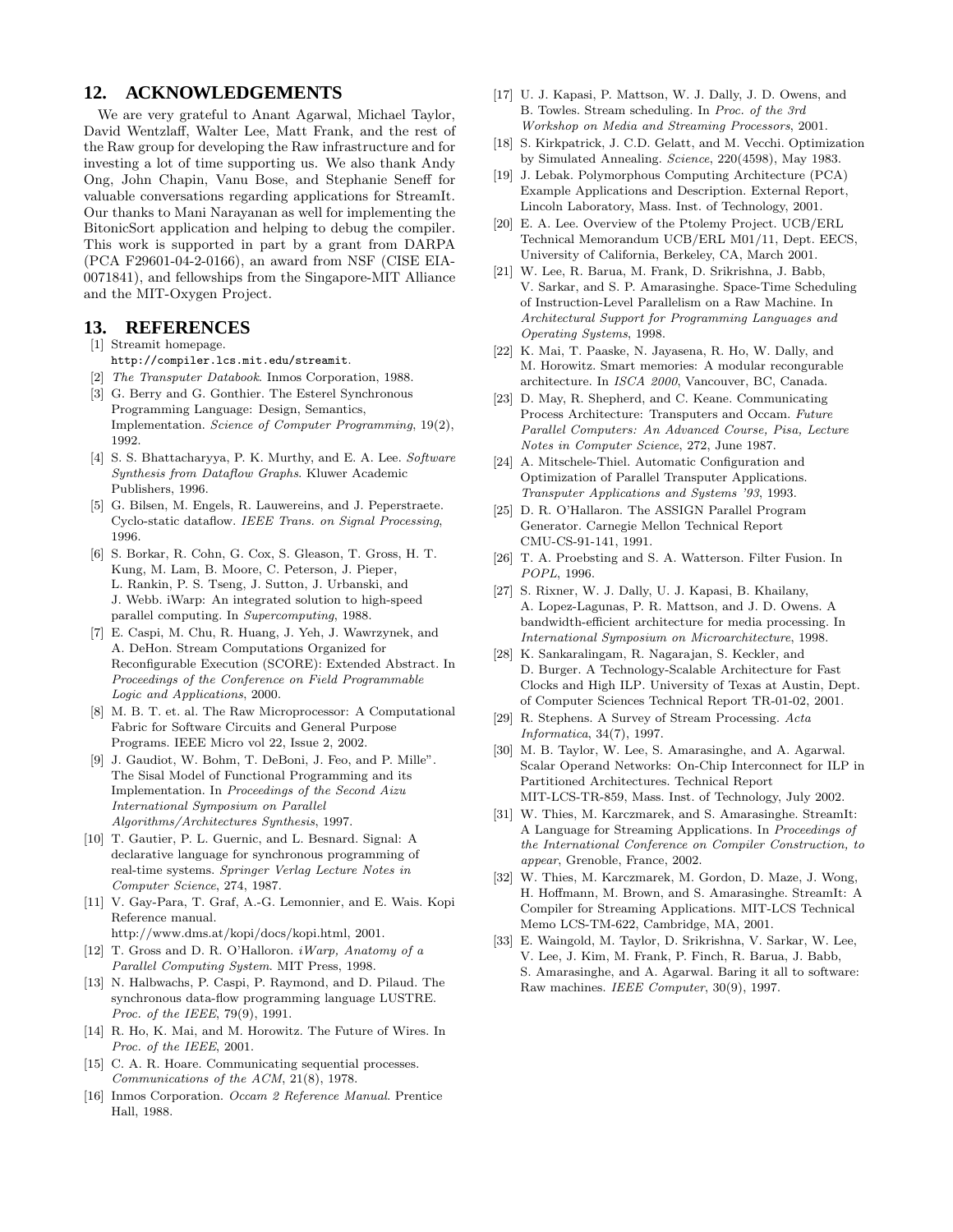## 12. ACKNOWLEDGEMENTS

We are very grateful to Anant Agarwal, Michael Taylor, David Wentzlaff, Walter Lee, Matt Frank, and the rest of the Raw group for developing the Raw infrastructure and for investing a lot of time supporting us. We also thank Andy Ong, John Chapin, Vanu Bose, and Stephanie Seneff for valuable conversations regarding applications for StreamIt. Our thanks to Mani Narayanan as well for implementing the BitonicSort application and helping to debug the compiler. This work is supported in part by a grant from DARPA (PCA F29601-04-2-0166), an award from NSF (CISE EIA-0071841), and fellowships from the Singapore-MIT Alliance and the MIT-Oxygen Project.

## 13. REFERENCES

[1] Streamit homepage. `http://compiler.lcs.mit.edu/streamit`.

[2] *The Transputer Databook*. Inmos Corporation, 1988.

[3] G. Berry and G. Gonthier. The Esterel Synchronous Programming Language: Design, Semantics, Implementation. *Science of Computer Programming*, 19(2), 1992.

[4] S. S. Bhattacharyya, P. K. Murthy, and E. A. Lee. *Software Synthesis from Dataflow Graphs*. Kluwer Academic Publishers, 1996.

[5] G. Bilsen, M. Engels, R. Lauwereins, and J. Peperstraete. Cyclo-static dataflow. *IEEE Trans. on Signal Processing*, 1996.

[6] S. Borkar, R. Cohn, G. Cox, S. Gleason, T. Gross, H. T. Kung, M. Lam, B. Moore, C. Peterson, J. Pieper, L. Rankin, P. S. Tseng, J. Sutton, J. Urbanski, and J. Webb. iWarp: An integrated solution to high-speed parallel computing. In *Supercomputing*, 1988.

[7] E. Caspi, M. Chu, R. Huang, J. Yeh, J. Wawrzynek, and A. DeHon. Stream Computations Organized for Reconfigurable Execution (SCORE): Extended Abstract. In *Proceedings of the Conference on Field Programmable Logic and Applications*, 2000.

[8] M. B. T. et. al. The Raw Microprocessor: A Computational Fabric for Software Circuits and General Purpose Programs. IEEE Micro vol 22, Issue 2, 2002.

[9] J. Gaudiot, W. Bohm, T. DeBoni, J. Feo, and P. Mille". The Sisal Model of Functional Programming and its Implementation. In *Proceedings of the Second Aizu International Symposium on Parallel Algorithms/Architectures Synthesis*, 1997.

[10] T. Gautier, P. L. Guernic, and L. Besnard. Signal: A declarative language for synchronous programming of real-time systems. *Springer Verlag Lecture Notes in Computer Science*, 274, 1987.

[11] V. Gay-Para, T. Graf, A.-G. Lemonnier, and E. Wais. Kopi Reference manual. http://www.dms.at/kopi/docs/kopi.html, 2001.

[12] T. Gross and D. R. O'Halloron. *iWarp, Anatomy of a Parallel Computing System*. MIT Press, 1998.

[13] N. Halbwachs, P. Caspi, P. Raymond, and D. Pilaud. The synchronous data-flow programming language LUSTRE. *Proc. of the IEEE*, 79(9), 1991.

[14] R. Ho, K. Mai, and M. Horowitz. The Future of Wires. In *Proc. of the IEEE*, 2001.

[15] C. A. R. Hoare. Communicating sequential processes. *Communications of the ACM*, 21(8), 1978.

[16] Inmos Corporation. *Occam 2 Reference Manual*. Prentice Hall, 1988.

[17] U. J. Kapasi, P. Mattson, W. J. Dally, J. D. Owens, and B. Towles. Stream scheduling. In *Proc. of the 3rd Workshop on Media and Streaming Processors*, 2001.

[18] S. Kirkpatrick, J. C.D. Gelatt, and M. Vecchi. Optimization by Simulated Annealing. *Science*, 220(4598), May 1983.

[19] J. Lebak. Polymorphous Computing Architecture (PCA) Example Applications and Description. External Report, Lincoln Laboratory, Mass. Inst. of Technology, 2001.

[20] E. A. Lee. Overview of the Ptolemy Project. UCB/ERL Technical Memorandum UCB/ERL M01/11, Dept. EECS, University of California, Berkeley, CA, March 2001.

[21] W. Lee, R. Barua, M. Frank, D. Srikrishna, J. Babb, V. Sarkar, and S. P. Amarasinghe. Space-Time Scheduling of Instruction-Level Parallelism on a Raw Machine. In *Architectural Support for Programming Languages and Operating Systems*, 1998.

[22] K. Mai, T. Paaske, N. Jayasena, R. Ho, W. Dally, and M. Horowitz. Smart memories: A modular recongurable architecture. In *ISCA 2000*, Vancouver, BC, Canada.

[23] D. May, R. Shepherd, and C. Keane. Communicating Process Architecture: Transputers and Occam. *Future Parallel Computers: An Advanced Course, Pisa, Lecture Notes in Computer Science*, 272, June 1987.

[24] A. Mitschele-Thiel. Automatic Configuration and Optimization of Parallel Transputer Applications. *Transputer Applications and Systems '93*, 1993.

[25] D. R. O'Hallaron. The ASSIGN Parallel Program Generator. Carnegie Mellon Technical Report CMU-CS-91-141, 1991.

[26] T. A. Proebsting and S. A. Watterson. Filter Fusion. In *POPL*, 1996.

[27] S. Rixner, W. J. Dally, U. J. Kapasi, B. Khailany, A. Lopez-Lagunas, P. R. Mattson, and J. D. Owens. A bandwidth-efficient architecture for media processing. In *International Symposium on Microarchitecture*, 1998.

[28] K. Sankaralingam, R. Nagarajan, S. Keckler, and D. Burger. A Technology-Scalable Architecture for Fast Clocks and High ILP. University of Texas at Austin, Dept. of Computer Sciences Technical Report TR-01-02, 2001.

[29] R. Stephens. A Survey of Stream Processing. *Acta Informatica*, 34(7), 1997.

[30] M. B. Taylor, W. Lee, S. Amarasinghe, and A. Agarwal. Scalar Operand Networks: On-Chip Interconnect for ILP in Partitioned Architectures. Technical Report MIT-LCS-TR-859, Mass. Inst. of Technology, July 2002.

[31] W. Thies, M. Karczmarek, and S. Amarasinghe. StreamIt: A Language for Streaming Applications. In *Proceedings of the International Conference on Compiler Construction, to appear*, Grenoble, France, 2002.

[32] W. Thies, M. Karczmarek, M. Gordon, D. Maze, J. Wong, H. Hoffmann, M. Brown, and S. Amarasinghe. StreamIt: A Compiler for Streaming Applications. MIT-LCS Technical Memo LCS-TM-622, Cambridge, MA, 2001.

[33] E. Waingold, M. Taylor, D. Srikrishna, V. Sarkar, W. Lee, V. Lee, J. Kim, M. Frank, P. Finch, R. Barua, J. Babb, S. Amarasinghe, and A. Agarwal. Baring it all to software: Raw machines. *IEEE Computer*, 30(9), 1997.